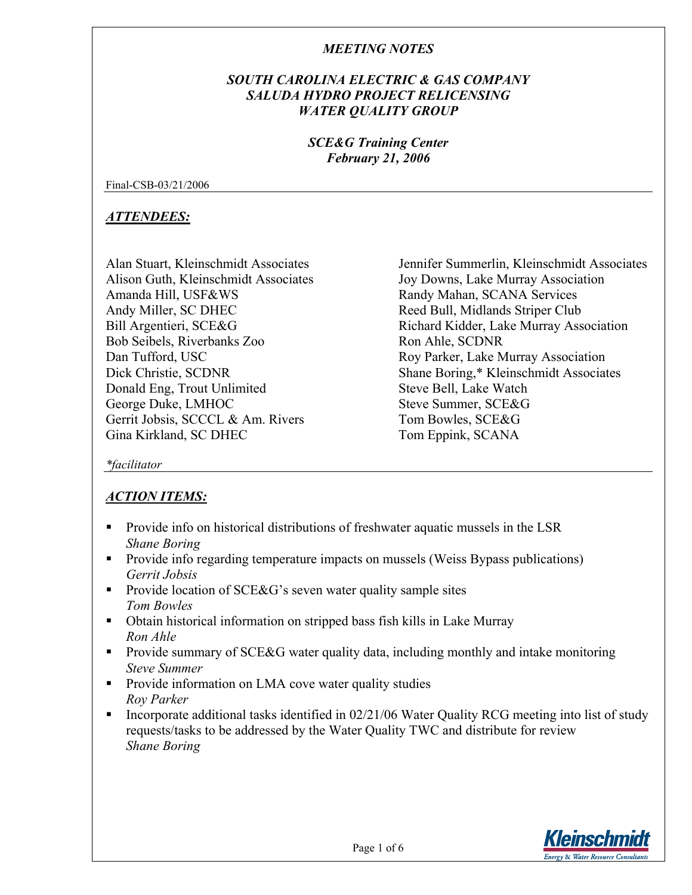# *MEETING NOTES*

## *SOUTH CAROLINA ELECTRIC & GAS COMPANY SALUDA HYDRO PROJECT RELICENSING WATER QUALITY GROUP*

### *SCE&G Training Center February 21, 2006*

Final-CSB-03/21/2006

## ***ATTENDEES:***

Alan Stuart, Kleinschmidt Associates
Alison Guth, Kleinschmidt Associates
Amanda Hill, USF&WS
Andy Miller, SC DHEC
Bill Argentieri, SCE&G
Bob Seibels, Riverbanks Zoo
Dan Tufford, USC
Dick Christie, SCDNR
Donald Eng, Trout Unlimited
George Duke, LMHOC
Gerrit Jobsis, SCCCL & Am. Rivers
Gina Kirkland, SC DHEC
Jennifer Summerlin, Kleinschmidt Associates
Joy Downs, Lake Murray Association
Randy Mahan, SCANA Services
Reed Bull, Midlands Striper Club
Richard Kidder, Lake Murray Association
Ron Ahle, SCDNR
Roy Parker, Lake Murray Association
Shane Boring,* Kleinschmidt Associates
Steve Bell, Lake Watch
Steve Summer, SCE&G
Tom Bowles, SCE&G
Tom Eppink, SCANA

*\*facilitator*

## ***ACTION ITEMS:***

- Provide info on historical distributions of freshwater aquatic mussels in the LSR
  *Shane Boring*
- Provide info regarding temperature impacts on mussels (Weiss Bypass publications)
  *Gerrit Jobsis*
- Provide location of SCE&G's seven water quality sample sites
  *Tom Bowles*
- Obtain historical information on stripped bass fish kills in Lake Murray
  *Ron Ahle*
- Provide summary of SCE&G water quality data, including monthly and intake monitoring
  *Steve Summer*
- Provide information on LMA cove water quality studies
  *Roy Parker*
- Incorporate additional tasks identified in 02/21/06 Water Quality RCG meeting into list of study requests/tasks to be addressed by the Water Quality TWC and distribute for review
  *Shane Boring*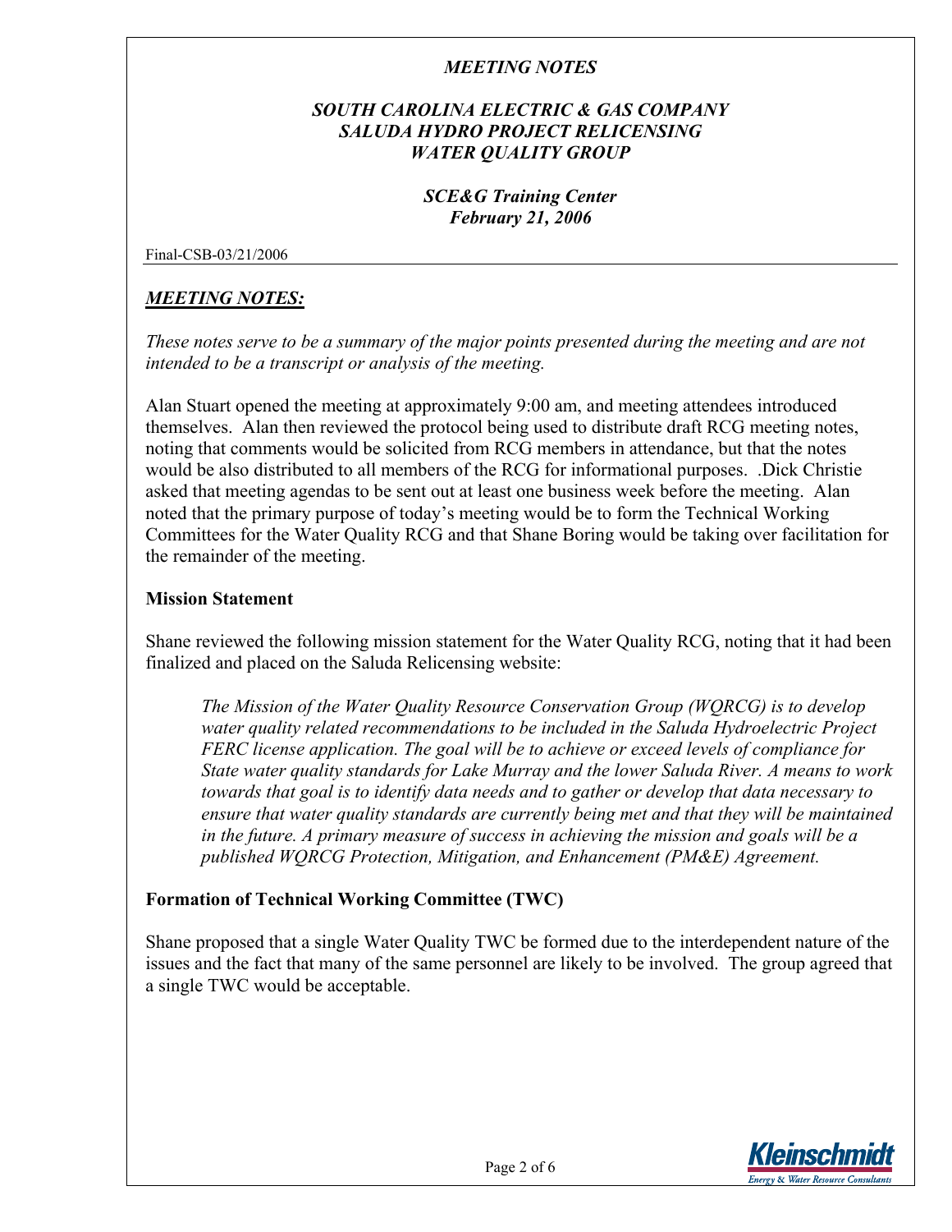*MEETING NOTES*

***SOUTH CAROLINA ELECTRIC & GAS COMPANY***
***SALUDA HYDRO PROJECT RELICENSING***
***WATER QUALITY GROUP***

***SCE&G Training Center***
***February 21, 2006***

Final-CSB-03/21/2006

## ***MEETING NOTES:***

*These notes serve to be a summary of the major points presented during the meeting and are not intended to be a transcript or analysis of the meeting.*

Alan Stuart opened the meeting at approximately 9:00 am, and meeting attendees introduced themselves. Alan then reviewed the protocol being used to distribute draft RCG meeting notes, noting that comments would be solicited from RCG members in attendance, but that the notes would be also distributed to all members of the RCG for informational purposes. .Dick Christie asked that meeting agendas to be sent out at least one business week before the meeting. Alan noted that the primary purpose of today's meeting would be to form the Technical Working Committees for the Water Quality RCG and that Shane Boring would be taking over facilitation for the remainder of the meeting.

### **Mission Statement**

Shane reviewed the following mission statement for the Water Quality RCG, noting that it had been finalized and placed on the Saluda Relicensing website:

> *The Mission of the Water Quality Resource Conservation Group (WQRCG) is to develop water quality related recommendations to be included in the Saluda Hydroelectric Project FERC license application. The goal will be to achieve or exceed levels of compliance for State water quality standards for Lake Murray and the lower Saluda River. A means to work towards that goal is to identify data needs and to gather or develop that data necessary to ensure that water quality standards are currently being met and that they will be maintained in the future. A primary measure of success in achieving the mission and goals will be a published WQRCG Protection, Mitigation, and Enhancement (PM&E) Agreement.*

### **Formation of Technical Working Committee (TWC)**

Shane proposed that a single Water Quality TWC be formed due to the interdependent nature of the issues and the fact that many of the same personnel are likely to be involved. The group agreed that a single TWC would be acceptable.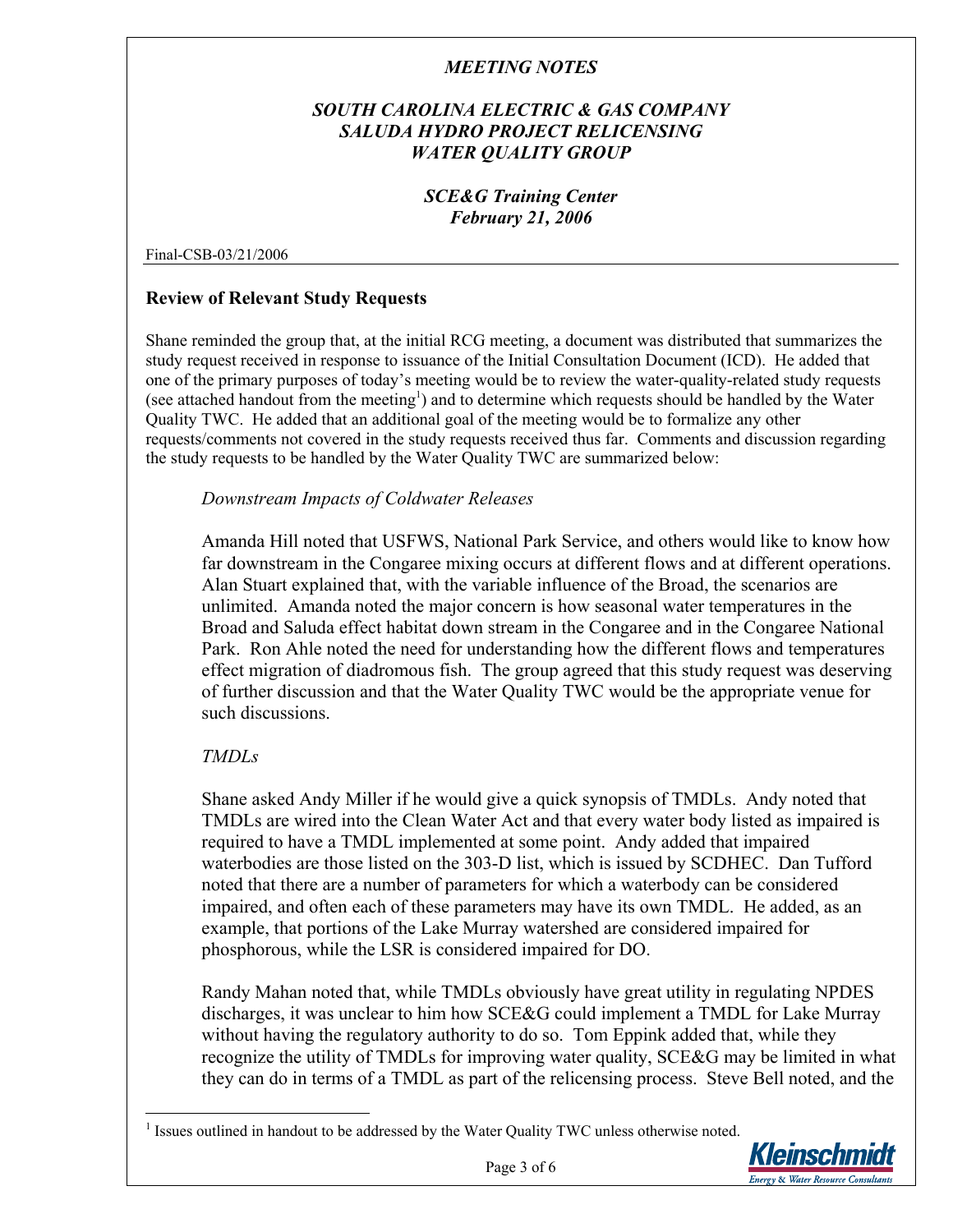# MEETING NOTES

## SOUTH CAROLINA ELECTRIC & GAS COMPANY
## SALUDA HYDRO PROJECT RELICENSING
## WATER QUALITY GROUP

### SCE&G Training Center
### February 21, 2006

Final-CSB-03/21/2006

---

**Review of Relevant Study Requests**

Shane reminded the group that, at the initial RCG meeting, a document was distributed that summarizes the study request received in response to issuance of the Initial Consultation Document (ICD). He added that one of the primary purposes of today's meeting would be to review the water-quality-related study requests (see attached handout from the meeting[1]) and to determine which requests should be handled by the Water Quality TWC. He added that an additional goal of the meeting would be to formalize any other requests/comments not covered in the study requests received thus far. Comments and discussion regarding the study requests to be handled by the Water Quality TWC are summarized below:

*Downstream Impacts of Coldwater Releases*

Amanda Hill noted that USFWS, National Park Service, and others would like to know how far downstream in the Congaree mixing occurs at different flows and at different operations. Alan Stuart explained that, with the variable influence of the Broad, the scenarios are unlimited. Amanda noted the major concern is how seasonal water temperatures in the Broad and Saluda effect habitat down stream in the Congaree and in the Congaree National Park. Ron Ahle noted the need for understanding how the different flows and temperatures effect migration of diadromous fish. The group agreed that this study request was deserving of further discussion and that the Water Quality TWC would be the appropriate venue for such discussions.

*TMDLs*

Shane asked Andy Miller if he would give a quick synopsis of TMDLs. Andy noted that TMDLs are wired into the Clean Water Act and that every water body listed as impaired is required to have a TMDL implemented at some point. Andy added that impaired waterbodies are those listed on the 303-D list, which is issued by SCDHEC. Dan Tufford noted that there are a number of parameters for which a waterbody can be considered impaired, and often each of these parameters may have its own TMDL. He added, as an example, that portions of the Lake Murray watershed are considered impaired for phosphorous, while the LSR is considered impaired for DO.

Randy Mahan noted that, while TMDLs obviously have great utility in regulating NPDES discharges, it was unclear to him how SCE&G could implement a TMDL for Lake Murray without having the regulatory authority to do so. Tom Eppink added that, while they recognize the utility of TMDLs for improving water quality, SCE&G may be limited in what they can do in terms of a TMDL as part of the relicensing process. Steve Bell noted, and the

---

[1] Issues outlined in handout to be addressed by the Water Quality TWC unless otherwise noted.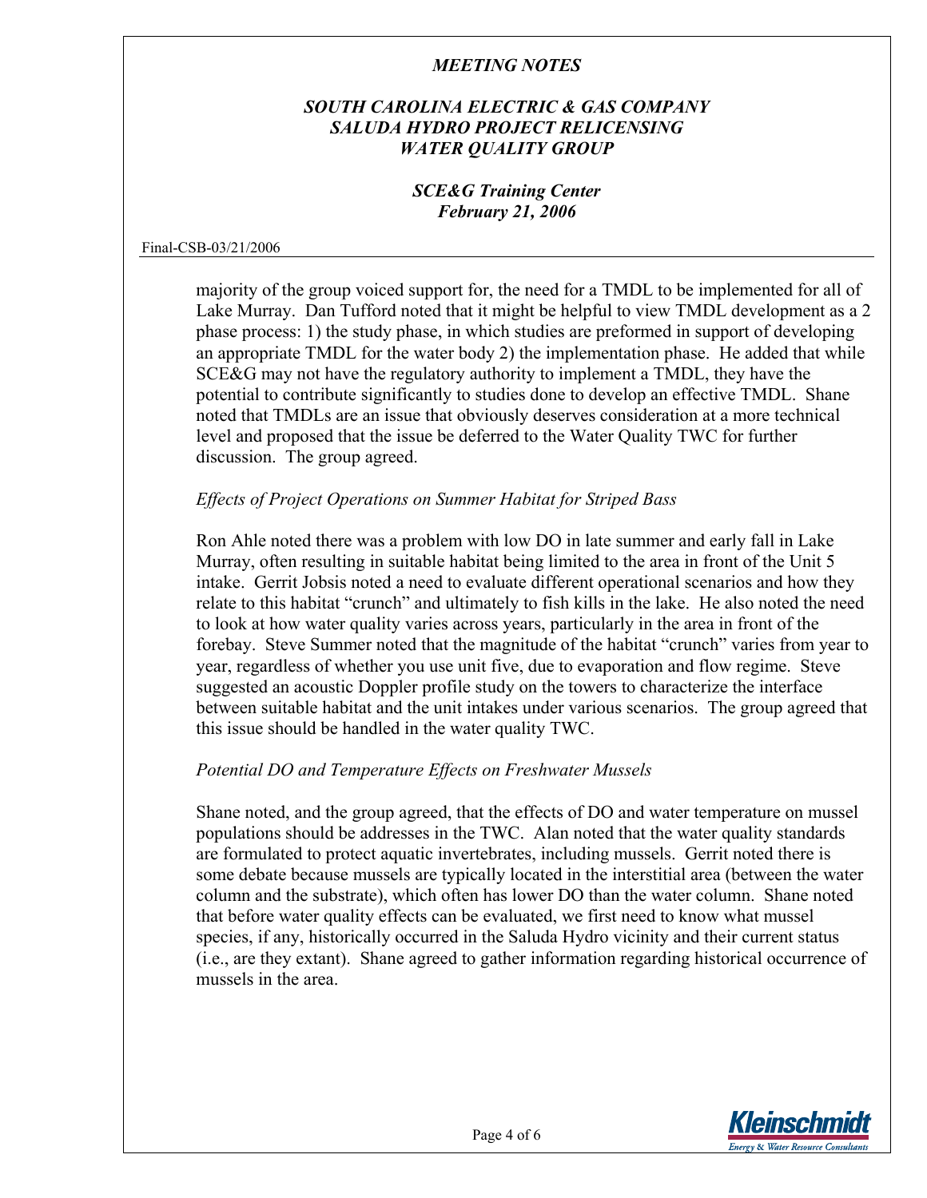majority of the group voiced support for, the need for a TMDL to be implemented for all of Lake Murray. Dan Tufford noted that it might be helpful to view TMDL development as a 2 phase process: 1) the study phase, in which studies are preformed in support of developing an appropriate TMDL for the water body 2) the implementation phase. He added that while SCE&G may not have the regulatory authority to implement a TMDL, they have the potential to contribute significantly to studies done to develop an effective TMDL. Shane noted that TMDLs are an issue that obviously deserves consideration at a more technical level and proposed that the issue be deferred to the Water Quality TWC for further discussion. The group agreed.

*Effects of Project Operations on Summer Habitat for Striped Bass*

Ron Ahle noted there was a problem with low DO in late summer and early fall in Lake Murray, often resulting in suitable habitat being limited to the area in front of the Unit 5 intake. Gerrit Jobsis noted a need to evaluate different operational scenarios and how they relate to this habitat "crunch" and ultimately to fish kills in the lake. He also noted the need to look at how water quality varies across years, particularly in the area in front of the forebay. Steve Summer noted that the magnitude of the habitat "crunch" varies from year to year, regardless of whether you use unit five, due to evaporation and flow regime. Steve suggested an acoustic Doppler profile study on the towers to characterize the interface between suitable habitat and the unit intakes under various scenarios. The group agreed that this issue should be handled in the water quality TWC.

*Potential DO and Temperature Effects on Freshwater Mussels*

Shane noted, and the group agreed, that the effects of DO and water temperature on mussel populations should be addresses in the TWC. Alan noted that the water quality standards are formulated to protect aquatic invertebrates, including mussels. Gerrit noted there is some debate because mussels are typically located in the interstitial area (between the water column and the substrate), which often has lower DO than the water column. Shane noted that before water quality effects can be evaluated, we first need to know what mussel species, if any, historically occurred in the Saluda Hydro vicinity and their current status (i.e., are they extant). Shane agreed to gather information regarding historical occurrence of mussels in the area.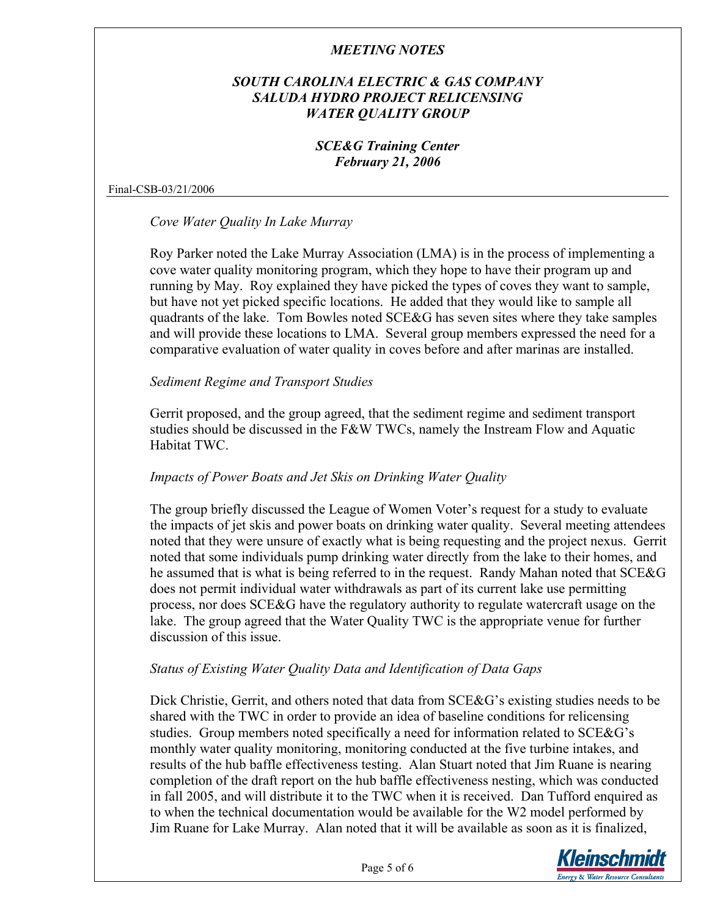*Cove Water Quality In Lake Murray*

Roy Parker noted the Lake Murray Association (LMA) is in the process of implementing a cove water quality monitoring program, which they hope to have their program up and running by May. Roy explained they have picked the types of coves they want to sample, but have not yet picked specific locations. He added that they would like to sample all quadrants of the lake. Tom Bowles noted SCE&G has seven sites where they take samples and will provide these locations to LMA. Several group members expressed the need for a comparative evaluation of water quality in coves before and after marinas are installed.

*Sediment Regime and Transport Studies*

Gerrit proposed, and the group agreed, that the sediment regime and sediment transport studies should be discussed in the F&W TWCs, namely the Instream Flow and Aquatic Habitat TWC.

*Impacts of Power Boats and Jet Skis on Drinking Water Quality*

The group briefly discussed the League of Women Voter's request for a study to evaluate the impacts of jet skis and power boats on drinking water quality. Several meeting attendees noted that they were unsure of exactly what is being requesting and the project nexus. Gerrit noted that some individuals pump drinking water directly from the lake to their homes, and he assumed that is what is being referred to in the request. Randy Mahan noted that SCE&G does not permit individual water withdrawals as part of its current lake use permitting process, nor does SCE&G have the regulatory authority to regulate watercraft usage on the lake. The group agreed that the Water Quality TWC is the appropriate venue for further discussion of this issue.

*Status of Existing Water Quality Data and Identification of Data Gaps*

Dick Christie, Gerrit, and others noted that data from SCE&G's existing studies needs to be shared with the TWC in order to provide an idea of baseline conditions for relicensing studies. Group members noted specifically a need for information related to SCE&G's monthly water quality monitoring, monitoring conducted at the five turbine intakes, and results of the hub baffle effectiveness testing. Alan Stuart noted that Jim Ruane is nearing completion of the draft report on the hub baffle effectiveness nesting, which was conducted in fall 2005, and will distribute it to the TWC when it is received. Dan Tufford enquired as to when the technical documentation would be available for the W2 model performed by Jim Ruane for Lake Murray. Alan noted that it will be available as soon as it is finalized,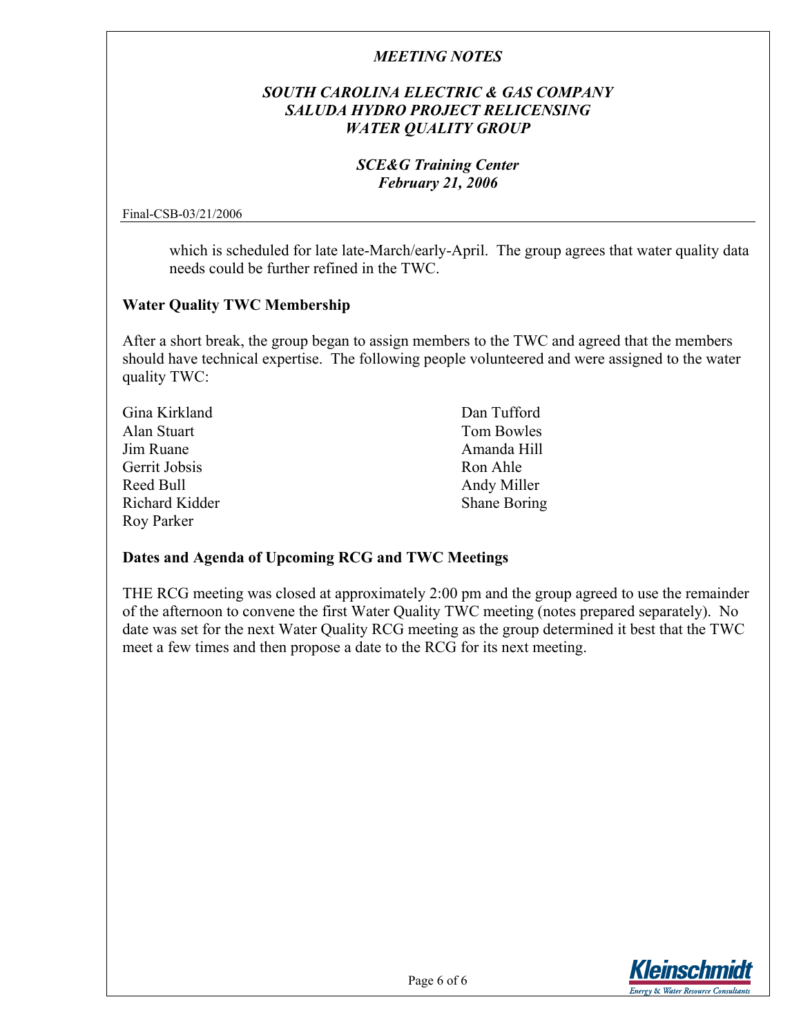which is scheduled for late late-March/early-April. The group agrees that water quality data needs could be further refined in the TWC.

**Water Quality TWC Membership**

After a short break, the group began to assign members to the TWC and agreed that the members should have technical expertise. The following people volunteered and were assigned to the water quality TWC:

Gina Kirkland
Alan Stuart
Jim Ruane
Gerrit Jobsis
Reed Bull
Richard Kidder
Roy Parker
Dan Tufford
Tom Bowles
Amanda Hill
Ron Ahle
Andy Miller
Shane Boring

**Dates and Agenda of Upcoming RCG and TWC Meetings**

THE RCG meeting was closed at approximately 2:00 pm and the group agreed to use the remainder of the afternoon to convene the first Water Quality TWC meeting (notes prepared separately). No date was set for the next Water Quality RCG meeting as the group determined it best that the TWC meet a few times and then propose a date to the RCG for its next meeting.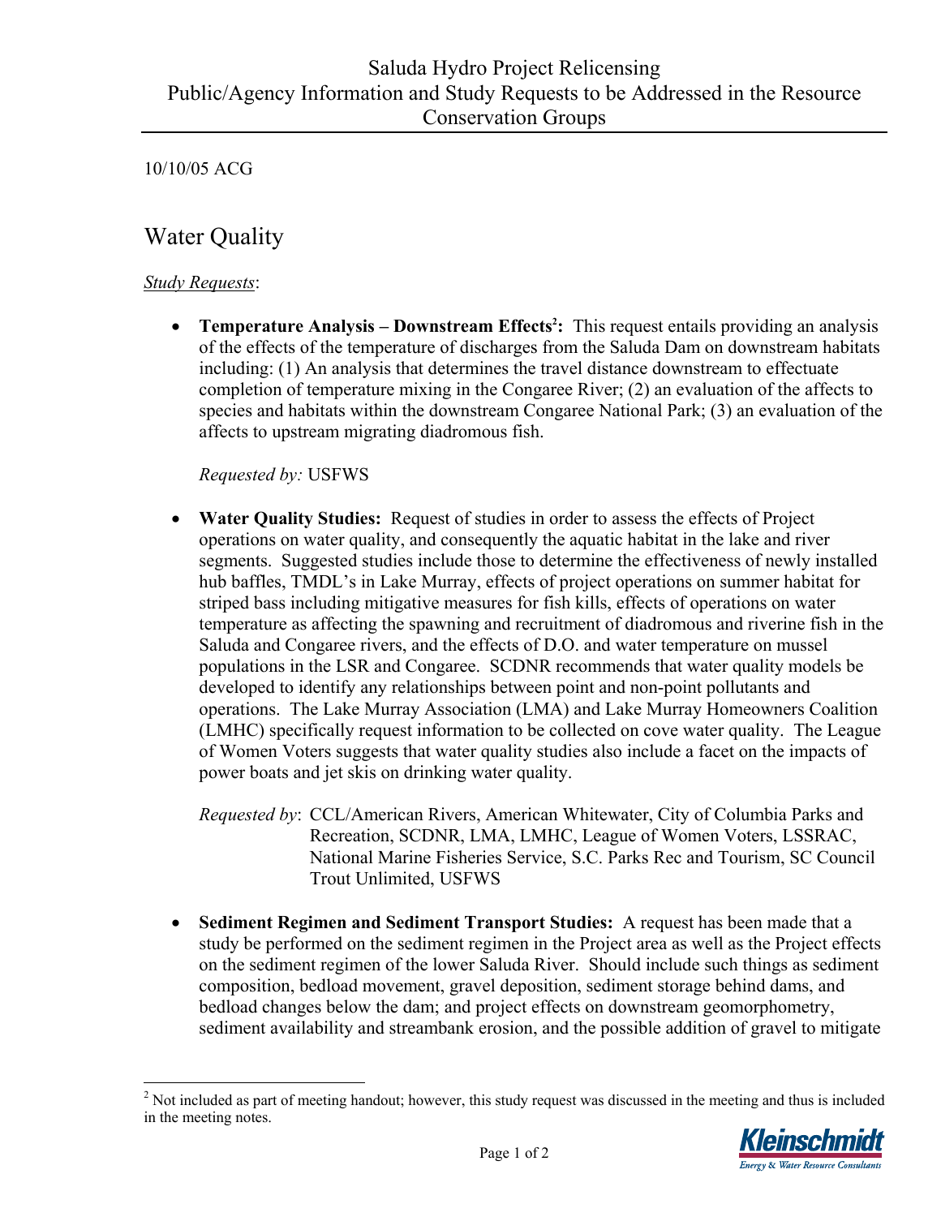# Saluda Hydro Project Relicensing
# Public/Agency Information and Study Requests to be Addressed in the Resource Conservation Groups

10/10/05 ACG

## Water Quality

*Study Requests*:

- **Temperature Analysis – Downstream Effects[2]:** This request entails providing an analysis of the effects of the temperature of discharges from the Saluda Dam on downstream habitats including: (1) An analysis that determines the travel distance downstream to effectuate completion of temperature mixing in the Congaree River; (2) an evaluation of the affects to species and habitats within the downstream Congaree National Park; (3) an evaluation of the affects to upstream migrating diadromous fish.

  *Requested by:* USFWS

- **Water Quality Studies:** Request of studies in order to assess the effects of Project operations on water quality, and consequently the aquatic habitat in the lake and river segments. Suggested studies include those to determine the effectiveness of newly installed hub baffles, TMDL's in Lake Murray, effects of project operations on summer habitat for striped bass including mitigative measures for fish kills, effects of operations on water temperature as affecting the spawning and recruitment of diadromous and riverine fish in the Saluda and Congaree rivers, and the effects of D.O. and water temperature on mussel populations in the LSR and Congaree. SCDNR recommends that water quality models be developed to identify any relationships between point and non-point pollutants and operations. The Lake Murray Association (LMA) and Lake Murray Homeowners Coalition (LMHC) specifically request information to be collected on cove water quality. The League of Women Voters suggests that water quality studies also include a facet on the impacts of power boats and jet skis on drinking water quality.

  *Requested by*: CCL/American Rivers, American Whitewater, City of Columbia Parks and Recreation, SCDNR, LMA, LMHC, League of Women Voters, LSSRAC, National Marine Fisheries Service, S.C. Parks Rec and Tourism, SC Council Trout Unlimited, USFWS

- **Sediment Regimen and Sediment Transport Studies:** A request has been made that a study be performed on the sediment regimen in the Project area as well as the Project effects on the sediment regimen of the lower Saluda River. Should include such things as sediment composition, bedload movement, gravel deposition, sediment storage behind dams, and bedload changes below the dam; and project effects on downstream geomorphometry, sediment availability and streambank erosion, and the possible addition of gravel to mitigate

[2] Not included as part of meeting handout; however, this study request was discussed in the meeting and thus is included in the meeting notes.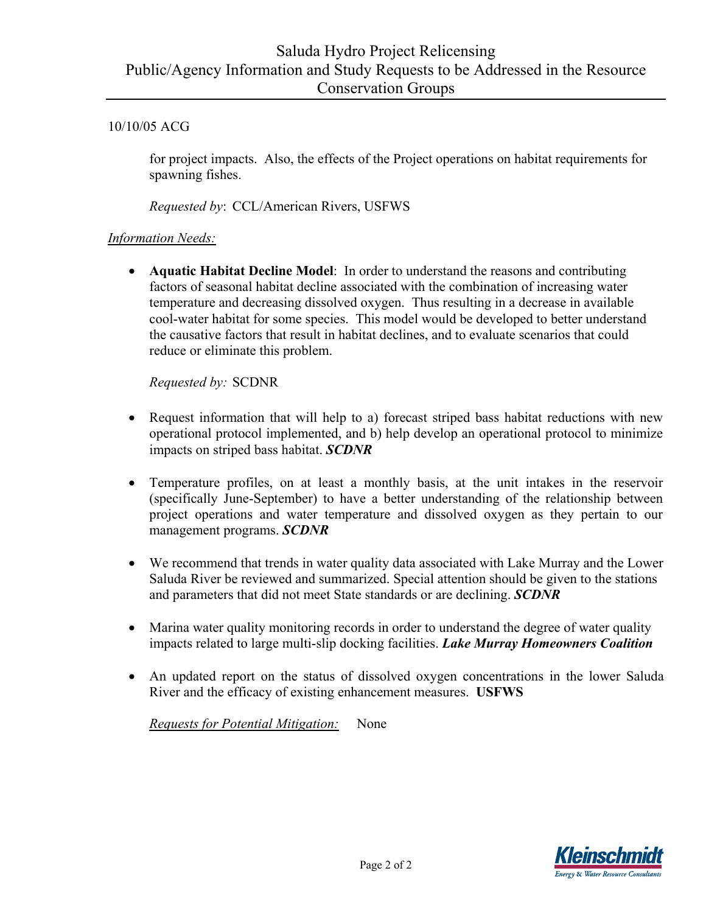10/10/05 ACG

for project impacts. Also, the effects of the Project operations on habitat requirements for spawning fishes.

*Requested by*: CCL/American Rivers, USFWS

*Information Needs:*

- **Aquatic Habitat Decline Model**: In order to understand the reasons and contributing factors of seasonal habitat decline associated with the combination of increasing water temperature and decreasing dissolved oxygen. Thus resulting in a decrease in available cool-water habitat for some species. This model would be developed to better understand the causative factors that result in habitat declines, and to evaluate scenarios that could reduce or eliminate this problem.

  *Requested by:* SCDNR

- Request information that will help to a) forecast striped bass habitat reductions with new operational protocol implemented, and b) help develop an operational protocol to minimize impacts on striped bass habitat. ***SCDNR***

- Temperature profiles, on at least a monthly basis, at the unit intakes in the reservoir (specifically June-September) to have a better understanding of the relationship between project operations and water temperature and dissolved oxygen as they pertain to our management programs. ***SCDNR***

- We recommend that trends in water quality data associated with Lake Murray and the Lower Saluda River be reviewed and summarized. Special attention should be given to the stations and parameters that did not meet State standards or are declining. ***SCDNR***

- Marina water quality monitoring records in order to understand the degree of water quality impacts related to large multi-slip docking facilities. ***Lake Murray Homeowners Coalition***

- An updated report on the status of dissolved oxygen concentrations in the lower Saluda River and the efficacy of existing enhancement measures. **USFWS**

  *Requests for Potential Mitigation:* None